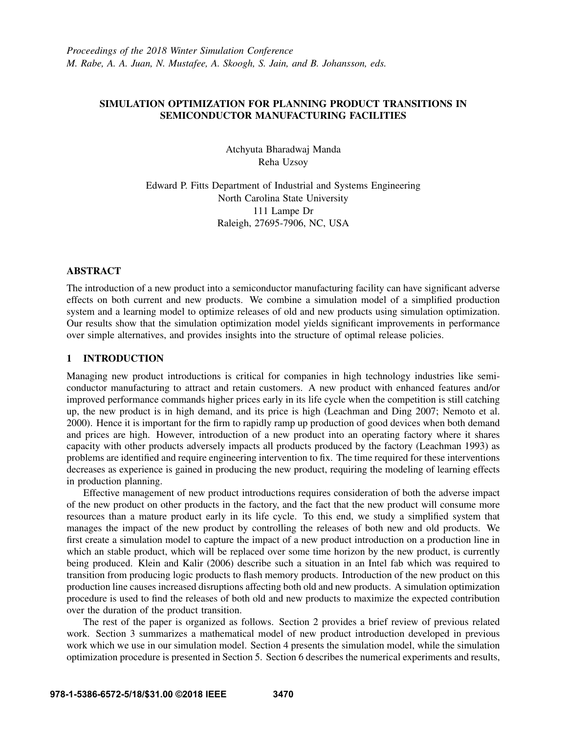*Proceedings of the 2018 Winter Simulation Conference*
*M. Rabe, A. A. Juan, N. Mustafee, A. Skoogh, S. Jain, and B. Johansson, eds.*

# SIMULATION OPTIMIZATION FOR PLANNING PRODUCT TRANSITIONS IN SEMICONDUCTOR MANUFACTURING FACILITIES

Atchyuta Bharadwaj Manda
Reha Uzsoy

Edward P. Fitts Department of Industrial and Systems Engineering
North Carolina State University
111 Lampe Dr
Raleigh, 27695-7906, NC, USA

## ABSTRACT

The introduction of a new product into a semiconductor manufacturing facility can have significant adverse effects on both current and new products. We combine a simulation model of a simplified production system and a learning model to optimize releases of old and new products using simulation optimization. Our results show that the simulation optimization model yields significant improvements in performance over simple alternatives, and provides insights into the structure of optimal release policies.

## 1 INTRODUCTION

Managing new product introductions is critical for companies in high technology industries like semiconductor manufacturing to attract and retain customers. A new product with enhanced features and/or improved performance commands higher prices early in its life cycle when the competition is still catching up, the new product is in high demand, and its price is high (Leachman and Ding 2007; Nemoto et al. 2000). Hence it is important for the firm to rapidly ramp up production of good devices when both demand and prices are high. However, introduction of a new product into an operating factory where it shares capacity with other products adversely impacts all products produced by the factory (Leachman 1993) as problems are identified and require engineering intervention to fix. The time required for these interventions decreases as experience is gained in producing the new product, requiring the modeling of learning effects in production planning.

Effective management of new product introductions requires consideration of both the adverse impact of the new product on other products in the factory, and the fact that the new product will consume more resources than a mature product early in its life cycle. To this end, we study a simplified system that manages the impact of the new product by controlling the releases of both new and old products. We first create a simulation model to capture the impact of a new product introduction on a production line in which an stable product, which will be replaced over some time horizon by the new product, is currently being produced. Klein and Kalir (2006) describe such a situation in an Intel fab which was required to transition from producing logic products to flash memory products. Introduction of the new product on this production line causes increased disruptions affecting both old and new products. A simulation optimization procedure is used to find the releases of both old and new products to maximize the expected contribution over the duration of the product transition.

The rest of the paper is organized as follows. Section 2 provides a brief review of previous related work. Section 3 summarizes a mathematical model of new product introduction developed in previous work which we use in our simulation model. Section 4 presents the simulation model, while the simulation optimization procedure is presented in Section 5. Section 6 describes the numerical experiments and results,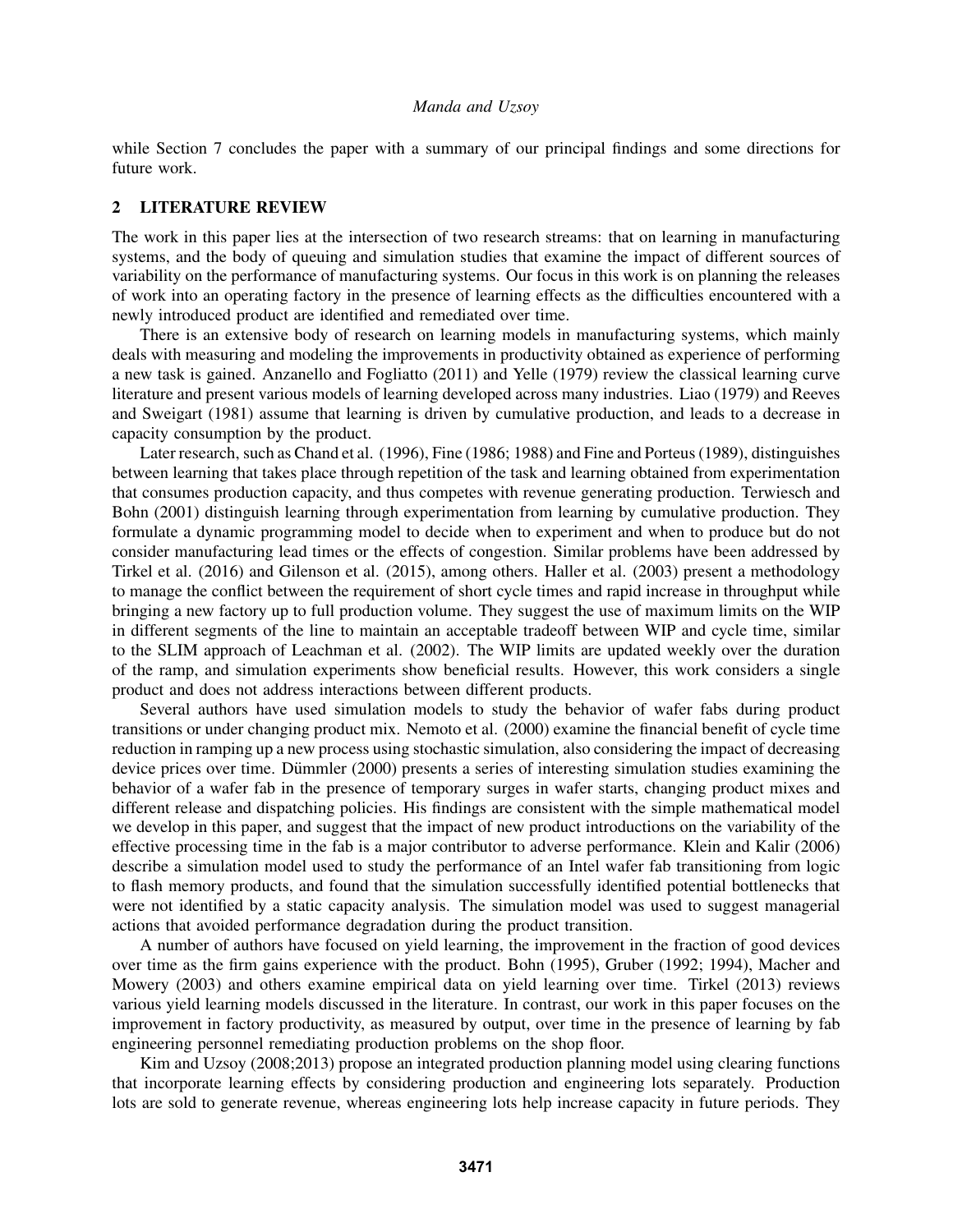while Section 7 concludes the paper with a summary of our principal findings and some directions for future work.

## 2 LITERATURE REVIEW

The work in this paper lies at the intersection of two research streams: that on learning in manufacturing systems, and the body of queuing and simulation studies that examine the impact of different sources of variability on the performance of manufacturing systems. Our focus in this work is on planning the releases of work into an operating factory in the presence of learning effects as the difficulties encountered with a newly introduced product are identified and remediated over time.

There is an extensive body of research on learning models in manufacturing systems, which mainly deals with measuring and modeling the improvements in productivity obtained as experience of performing a new task is gained. Anzanello and Fogliatto (2011) and Yelle (1979) review the classical learning curve literature and present various models of learning developed across many industries. Liao (1979) and Reeves and Sweigart (1981) assume that learning is driven by cumulative production, and leads to a decrease in capacity consumption by the product.

Later research, such as Chand et al. (1996), Fine (1986; 1988) and Fine and Porteus (1989), distinguishes between learning that takes place through repetition of the task and learning obtained from experimentation that consumes production capacity, and thus competes with revenue generating production. Terwiesch and Bohn (2001) distinguish learning through experimentation from learning by cumulative production. They formulate a dynamic programming model to decide when to experiment and when to produce but do not consider manufacturing lead times or the effects of congestion. Similar problems have been addressed by Tirkel et al. (2016) and Gilenson et al. (2015), among others. Haller et al. (2003) present a methodology to manage the conflict between the requirement of short cycle times and rapid increase in throughput while bringing a new factory up to full production volume. They suggest the use of maximum limits on the WIP in different segments of the line to maintain an acceptable tradeoff between WIP and cycle time, similar to the SLIM approach of Leachman et al. (2002). The WIP limits are updated weekly over the duration of the ramp, and simulation experiments show beneficial results. However, this work considers a single product and does not address interactions between different products.

Several authors have used simulation models to study the behavior of wafer fabs during product transitions or under changing product mix. Nemoto et al. (2000) examine the financial benefit of cycle time reduction in ramping up a new process using stochastic simulation, also considering the impact of decreasing device prices over time. Dümmler (2000) presents a series of interesting simulation studies examining the behavior of a wafer fab in the presence of temporary surges in wafer starts, changing product mixes and different release and dispatching policies. His findings are consistent with the simple mathematical model we develop in this paper, and suggest that the impact of new product introductions on the variability of the effective processing time in the fab is a major contributor to adverse performance. Klein and Kalir (2006) describe a simulation model used to study the performance of an Intel wafer fab transitioning from logic to flash memory products, and found that the simulation successfully identified potential bottlenecks that were not identified by a static capacity analysis. The simulation model was used to suggest managerial actions that avoided performance degradation during the product transition.

A number of authors have focused on yield learning, the improvement in the fraction of good devices over time as the firm gains experience with the product. Bohn (1995), Gruber (1992; 1994), Macher and Mowery (2003) and others examine empirical data on yield learning over time. Tirkel (2013) reviews various yield learning models discussed in the literature. In contrast, our work in this paper focuses on the improvement in factory productivity, as measured by output, over time in the presence of learning by fab engineering personnel remediating production problems on the shop floor.

Kim and Uzsoy (2008;2013) propose an integrated production planning model using clearing functions that incorporate learning effects by considering production and engineering lots separately. Production lots are sold to generate revenue, whereas engineering lots help increase capacity in future periods. They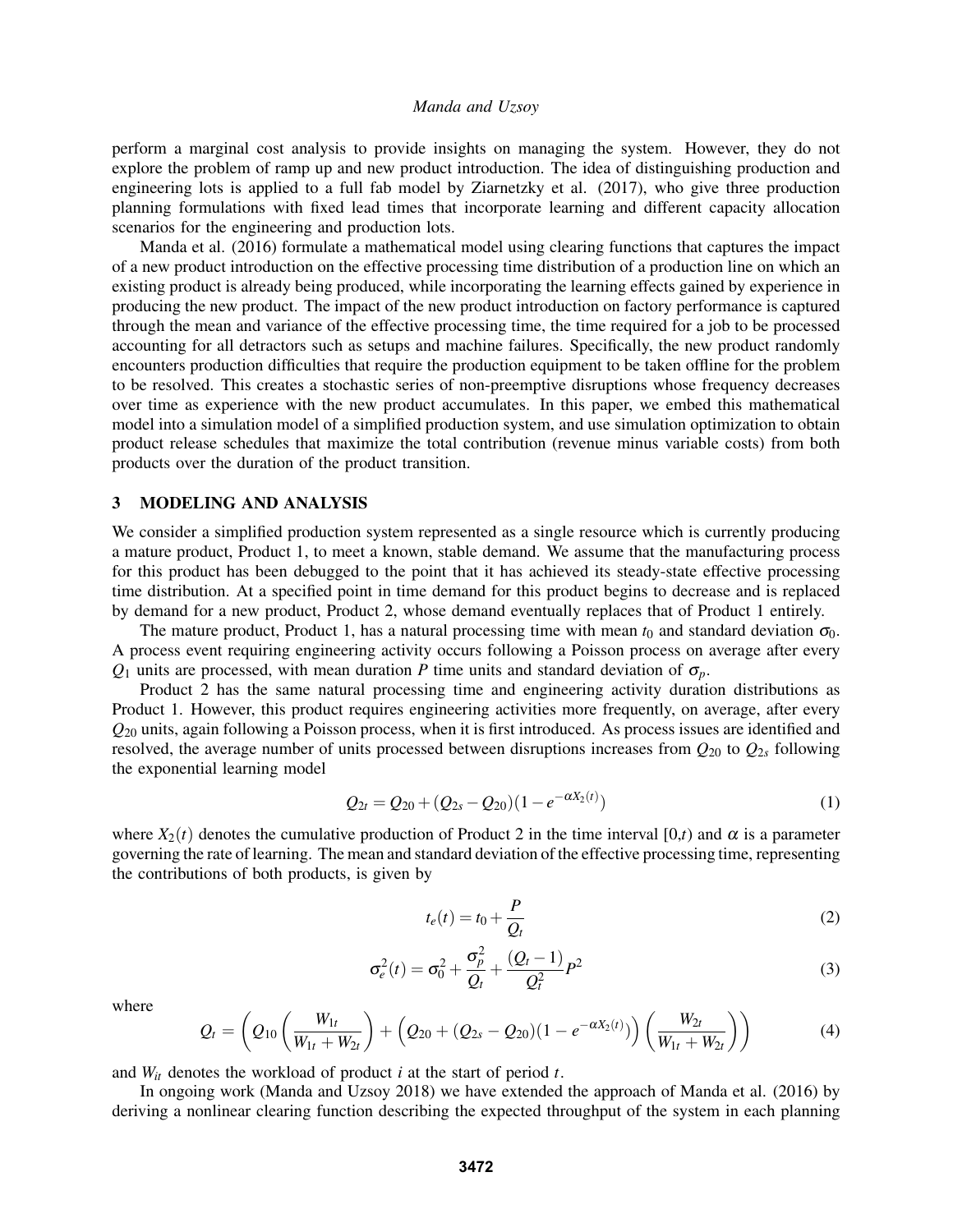perform a marginal cost analysis to provide insights on managing the system. However, they do not explore the problem of ramp up and new product introduction. The idea of distinguishing production and engineering lots is applied to a full fab model by Ziarnetzky et al. (2017), who give three production planning formulations with fixed lead times that incorporate learning and different capacity allocation scenarios for the engineering and production lots.

Manda et al. (2016) formulate a mathematical model using clearing functions that captures the impact of a new product introduction on the effective processing time distribution of a production line on which an existing product is already being produced, while incorporating the learning effects gained by experience in producing the new product. The impact of the new product introduction on factory performance is captured through the mean and variance of the effective processing time, the time required for a job to be processed accounting for all detractors such as setups and machine failures. Specifically, the new product randomly encounters production difficulties that require the production equipment to be taken offline for the problem to be resolved. This creates a stochastic series of non-preemptive disruptions whose frequency decreases over time as experience with the new product accumulates. In this paper, we embed this mathematical model into a simulation model of a simplified production system, and use simulation optimization to obtain product release schedules that maximize the total contribution (revenue minus variable costs) from both products over the duration of the product transition.

## 3 MODELING AND ANALYSIS

We consider a simplified production system represented as a single resource which is currently producing a mature product, Product 1, to meet a known, stable demand. We assume that the manufacturing process for this product has been debugged to the point that it has achieved its steady-state effective processing time distribution. At a specified point in time demand for this product begins to decrease and is replaced by demand for a new product, Product 2, whose demand eventually replaces that of Product 1 entirely.

The mature product, Product 1, has a natural processing time with mean $t_0$ and standard deviation $\sigma_0$. A process event requiring engineering activity occurs following a Poisson process on average after every $Q_1$ units are processed, with mean duration $P$ time units and standard deviation of $\sigma_p$.

Product 2 has the same natural processing time and engineering activity duration distributions as Product 1. However, this product requires engineering activities more frequently, on average, after every $Q_{20}$ units, again following a Poisson process, when it is first introduced. As process issues are identified and resolved, the average number of units processed between disruptions increases from $Q_{20}$ to $Q_{2s}$ following the exponential learning model

$$Q_{2t} = Q_{20} + (Q_{2s} - Q_{20})(1 - e^{-\alpha X_2(t)}) \tag{1}$$

where $X_2(t)$ denotes the cumulative production of Product 2 in the time interval $[0,t)$ and $\alpha$ is a parameter governing the rate of learning. The mean and standard deviation of the effective processing time, representing the contributions of both products, is given by

$$t_e(t) = t_0 + \frac{P}{Q_t} \tag{2}$$

$$\sigma_e^2(t) = \sigma_0^2 + \frac{\sigma_p^2}{Q_t} + \frac{(Q_t - 1)}{Q_t^2} P^2 \tag{3}$$

where

$$Q_t = \left( Q_{10} \left( \frac{W_{1t}}{W_{1t} + W_{2t}} \right) + \left( Q_{20} + (Q_{2s} - Q_{20})(1 - e^{-\alpha X_2(t)}) \right) \left( \frac{W_{2t}}{W_{1t} + W_{2t}} \right) \right) \tag{4}$$

and $W_{it}$ denotes the workload of product $i$ at the start of period $t$.

In ongoing work (Manda and Uzsoy 2018) we have extended the approach of Manda et al. (2016) by deriving a nonlinear clearing function describing the expected throughput of the system in each planning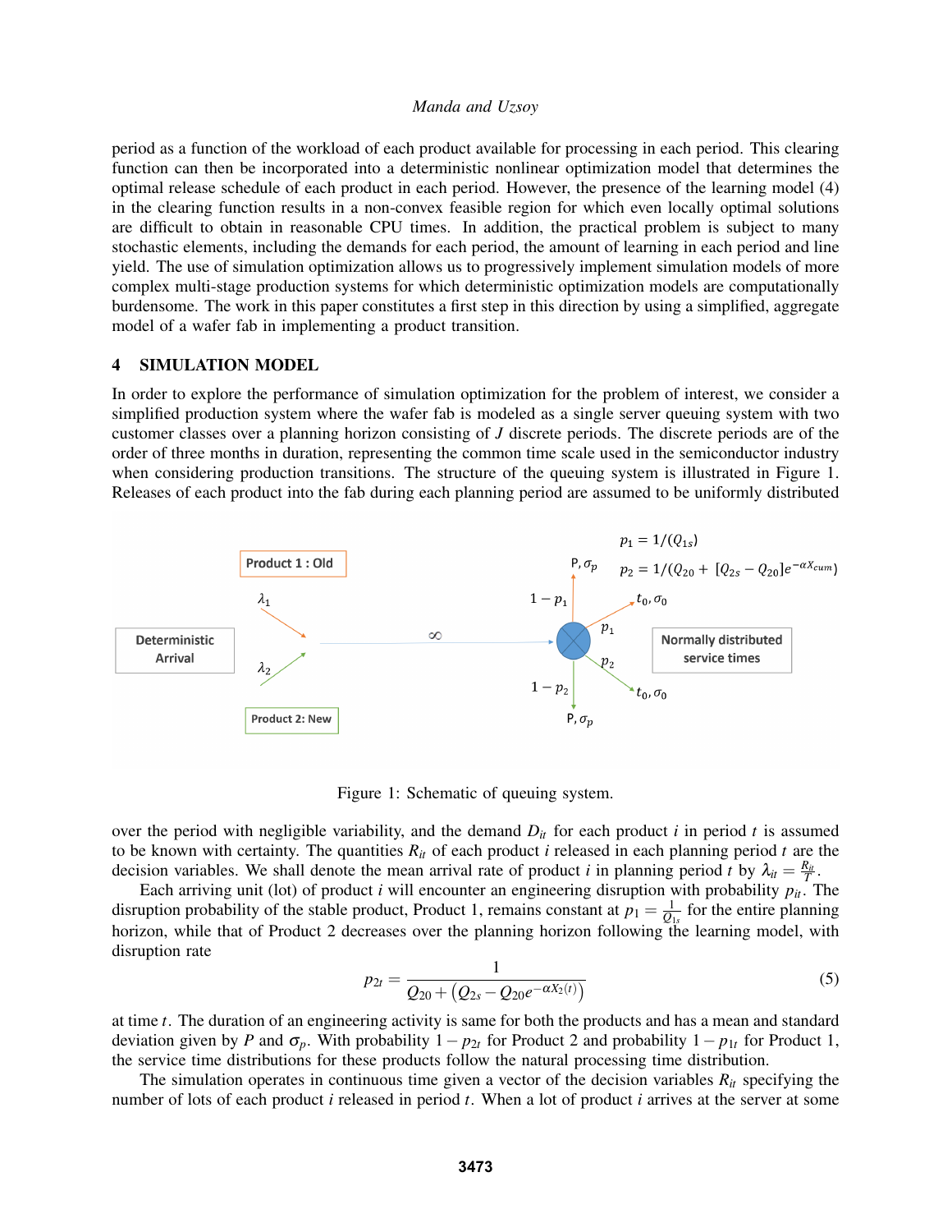period as a function of the workload of each product available for processing in each period. This clearing function can then be incorporated into a deterministic nonlinear optimization model that determines the optimal release schedule of each product in each period. However, the presence of the learning model (4) in the clearing function results in a non-convex feasible region for which even locally optimal solutions are difficult to obtain in reasonable CPU times. In addition, the practical problem is subject to many stochastic elements, including the demands for each period, the amount of learning in each period and line yield. The use of simulation optimization allows us to progressively implement simulation models of more complex multi-stage production systems for which deterministic optimization models are computationally burdensome. The work in this paper constitutes a first step in this direction by using a simplified, aggregate model of a wafer fab in implementing a product transition.

## 4 SIMULATION MODEL

In order to explore the performance of simulation optimization for the problem of interest, we consider a simplified production system where the wafer fab is modeled as a single server queuing system with two customer classes over a planning horizon consisting of $J$ discrete periods. The discrete periods are of the order of three months in duration, representing the common time scale used in the semiconductor industry when considering production transitions. The structure of the queuing system is illustrated in Figure 1. Releases of each product into the fab during each planning period are assumed to be uniformly distributed

Figure 1: Schematic of queuing system.

over the period with negligible variability, and the demand $D_{it}$ for each product $i$ in period $t$ is assumed to be known with certainty. The quantities $R_{it}$ of each product $i$ released in each planning period $t$ are the decision variables. We shall denote the mean arrival rate of product $i$ in planning period $t$ by $\lambda_{it} = \frac{R_{it}}{T}$.

Each arriving unit (lot) of product $i$ will encounter an engineering disruption with probability $p_{it}$. The disruption probability of the stable product, Product 1, remains constant at $p_1 = \frac{1}{Q_{1s}}$ for the entire planning horizon, while that of Product 2 decreases over the planning horizon following the learning model, with disruption rate

$$p_{2t} = \frac{1}{Q_{20} + \left(Q_{2s} - Q_{20}e^{-\alpha X_2(t)}\right)} \tag{5}$$

at time $t$. The duration of an engineering activity is same for both the products and has a mean and standard deviation given by $P$ and $\sigma_p$. With probability $1 - p_{2t}$ for Product 2 and probability $1 - p_{1t}$ for Product 1, the service time distributions for these products follow the natural processing time distribution.

The simulation operates in continuous time given a vector of the decision variables $R_{it}$ specifying the number of lots of each product $i$ released in period $t$. When a lot of product $i$ arrives at the server at some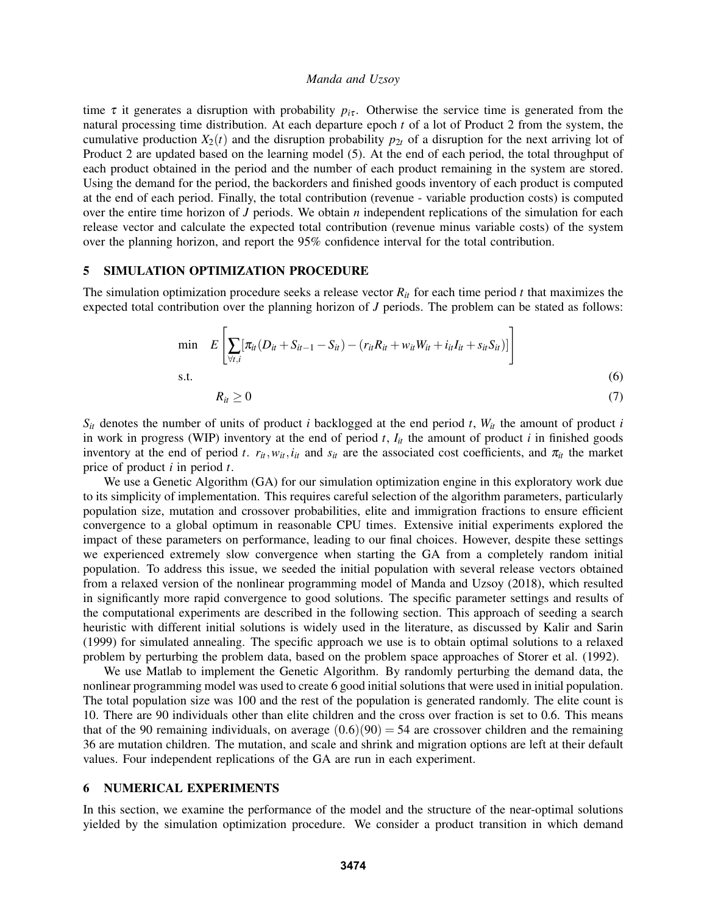time $\tau$ it generates a disruption with probability $p_{i\tau}$. Otherwise the service time is generated from the natural processing time distribution. At each departure epoch $t$ of a lot of Product 2 from the system, the cumulative production $X_2(t)$ and the disruption probability $p_{2t}$ of a disruption for the next arriving lot of Product 2 are updated based on the learning model (5). At the end of each period, the total throughput of each product obtained in the period and the number of each product remaining in the system are stored. Using the demand for the period, the backorders and finished goods inventory of each product is computed at the end of each period. Finally, the total contribution (revenue - variable production costs) is computed over the entire time horizon of $J$ periods. We obtain $n$ independent replications of the simulation for each release vector and calculate the expected total contribution (revenue minus variable costs) of the system over the planning horizon, and report the 95% confidence interval for the total contribution.

## 5 SIMULATION OPTIMIZATION PROCEDURE

The simulation optimization procedure seeks a release vector $R_{it}$ for each time period $t$ that maximizes the expected total contribution over the planning horizon of $J$ periods. The problem can be stated as follows:

$$\min \quad E\left[\sum_{\forall t,i}[\pi_{it}(D_{it}+S_{it-1}-S_{it})-(r_{it}R_{it}+w_{it}W_{it}+i_{it}I_{it}+s_{it}S_{it})]\right]$$

$$\text{s.t.} \tag{6}$$

$$R_{it} \geq 0 \tag{7}$$

$S_{it}$ denotes the number of units of product $i$ backlogged at the end period $t$, $W_{it}$ the amount of product $i$ in work in progress (WIP) inventory at the end of period $t$, $I_{it}$ the amount of product $i$ in finished goods inventory at the end of period $t$. $r_{it}, w_{it}, i_{it}$ and $s_{it}$ are the associated cost coefficients, and $\pi_{it}$ the market price of product $i$ in period $t$.

We use a Genetic Algorithm (GA) for our simulation optimization engine in this exploratory work due to its simplicity of implementation. This requires careful selection of the algorithm parameters, particularly population size, mutation and crossover probabilities, elite and immigration fractions to ensure efficient convergence to a global optimum in reasonable CPU times. Extensive initial experiments explored the impact of these parameters on performance, leading to our final choices. However, despite these settings we experienced extremely slow convergence when starting the GA from a completely random initial population. To address this issue, we seeded the initial population with several release vectors obtained from a relaxed version of the nonlinear programming model of Manda and Uzsoy (2018), which resulted in significantly more rapid convergence to good solutions. The specific parameter settings and results of the computational experiments are described in the following section. This approach of seeding a search heuristic with different initial solutions is widely used in the literature, as discussed by Kalir and Sarin (1999) for simulated annealing. The specific approach we use is to obtain optimal solutions to a relaxed problem by perturbing the problem data, based on the problem space approaches of Storer et al. (1992).

We use Matlab to implement the Genetic Algorithm. By randomly perturbing the demand data, the nonlinear programming model was used to create 6 good initial solutions that were used in initial population. The total population size was 100 and the rest of the population is generated randomly. The elite count is 10. There are 90 individuals other than elite children and the cross over fraction is set to 0.6. This means that of the 90 remaining individuals, on average $(0.6)(90) = 54$ are crossover children and the remaining 36 are mutation children. The mutation, and scale and shrink and migration options are left at their default values. Four independent replications of the GA are run in each experiment.

## 6 NUMERICAL EXPERIMENTS

In this section, we examine the performance of the model and the structure of the near-optimal solutions yielded by the simulation optimization procedure. We consider a product transition in which demand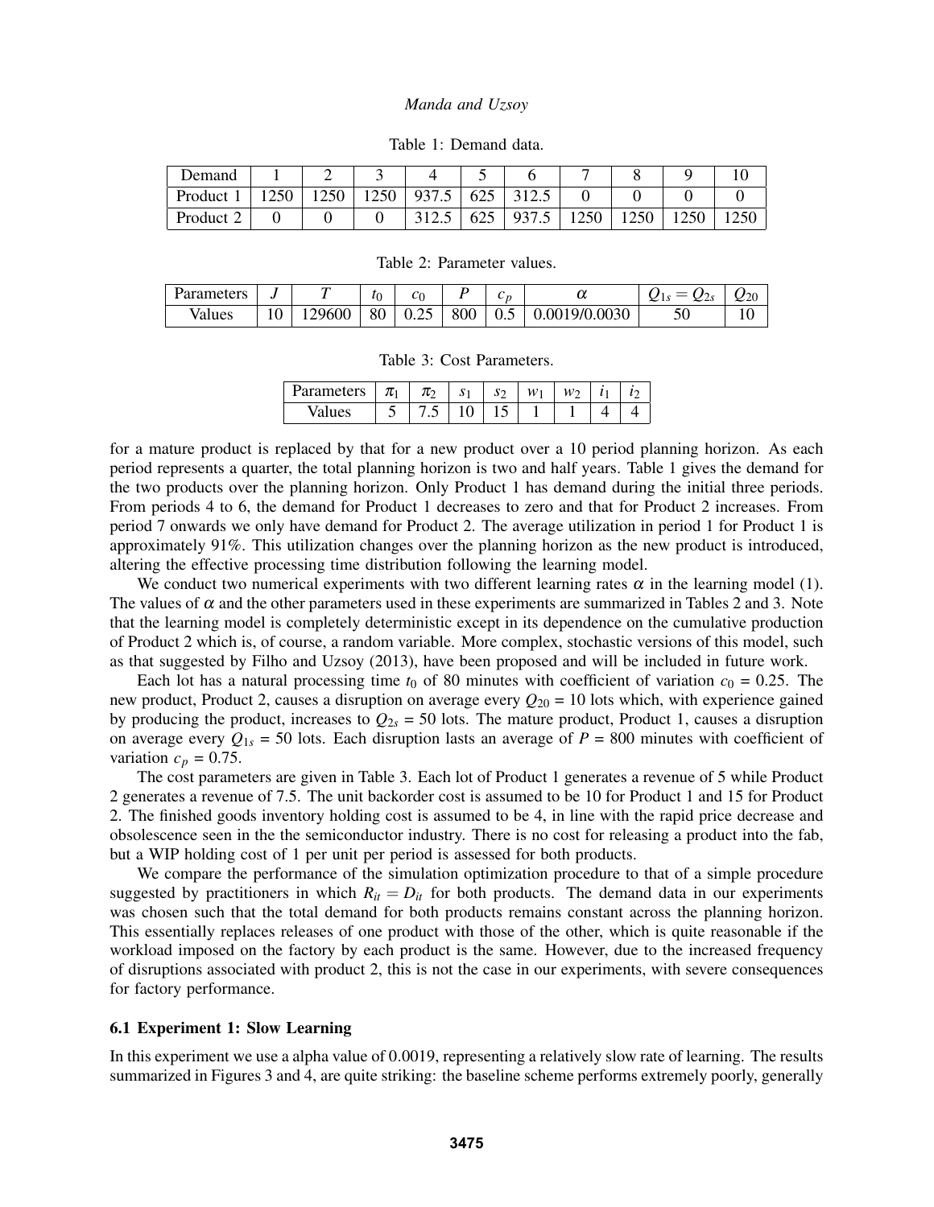Table 1: Demand data.

| Demand | 1 | 2 | 3 | 4 | 5 | 6 | 7 | 8 | 9 | 10 |
|---|---|---|---|---|---|---|---|---|---|---|
| Product 1 | 1250 | 1250 | 1250 | 937.5 | 625 | 312.5 | 0 | 0 | 0 | 0 |
| Product 2 | 0 | 0 | 0 | 312.5 | 625 | 937.5 | 1250 | 1250 | 1250 | 1250 |

Table 2: Parameter values.

| Parameters | $J$ | $T$ | $t_0$ | $c_0$ | $P$ | $c_p$ | $\alpha$ | $Q_{1s} = Q_{2s}$ | $Q_{20}$ |
|---|---|---|---|---|---|---|---|---|---|
| Values | 10 | 129600 | 80 | 0.25 | 800 | 0.5 | 0.0019/0.0030 | 50 | 10 |

Table 3: Cost Parameters.

| Parameters | $\pi_1$ | $\pi_2$ | $s_1$ | $s_2$ | $w_1$ | $w_2$ | $i_1$ | $i_2$ |
|---|---|---|---|---|---|---|---|---|
| Values | 5 | 7.5 | 10 | 15 | 1 | 1 | 4 | 4 |

for a mature product is replaced by that for a new product over a 10 period planning horizon. As each period represents a quarter, the total planning horizon is two and half years. Table 1 gives the demand for the two products over the planning horizon. Only Product 1 has demand during the initial three periods. From periods 4 to 6, the demand for Product 1 decreases to zero and that for Product 2 increases. From period 7 onwards we only have demand for Product 2. The average utilization in period 1 for Product 1 is approximately 91%. This utilization changes over the planning horizon as the new product is introduced, altering the effective processing time distribution following the learning model.

We conduct two numerical experiments with two different learning rates $\alpha$ in the learning model (1). The values of $\alpha$ and the other parameters used in these experiments are summarized in Tables 2 and 3. Note that the learning model is completely deterministic except in its dependence on the cumulative production of Product 2 which is, of course, a random variable. More complex, stochastic versions of this model, such as that suggested by Filho and Uzsoy (2013), have been proposed and will be included in future work.

Each lot has a natural processing time $t_0$ of 80 minutes with coefficient of variation $c_0$ = 0.25. The new product, Product 2, causes a disruption on average every $Q_{20}$ = 10 lots which, with experience gained by producing the product, increases to $Q_{2s}$ = 50 lots. The mature product, Product 1, causes a disruption on average every $Q_{1s}$ = 50 lots. Each disruption lasts an average of $P$ = 800 minutes with coefficient of variation $c_p$ = 0.75.

The cost parameters are given in Table 3. Each lot of Product 1 generates a revenue of 5 while Product 2 generates a revenue of 7.5. The unit backorder cost is assumed to be 10 for Product 1 and 15 for Product 2. The finished goods inventory holding cost is assumed to be 4, in line with the rapid price decrease and obsolescence seen in the the semiconductor industry. There is no cost for releasing a product into the fab, but a WIP holding cost of 1 per unit per period is assessed for both products.

We compare the performance of the simulation optimization procedure to that of a simple procedure suggested by practitioners in which $R_{it} = D_{it}$ for both products. The demand data in our experiments was chosen such that the total demand for both products remains constant across the planning horizon. This essentially replaces releases of one product with those of the other, which is quite reasonable if the workload imposed on the factory by each product is the same. However, due to the increased frequency of disruptions associated with product 2, this is not the case in our experiments, with severe consequences for factory performance.

### 6.1 Experiment 1: Slow Learning

In this experiment we use a alpha value of 0.0019, representing a relatively slow rate of learning. The results summarized in Figures 3 and 4, are quite striking: the baseline scheme performs extremely poorly, generally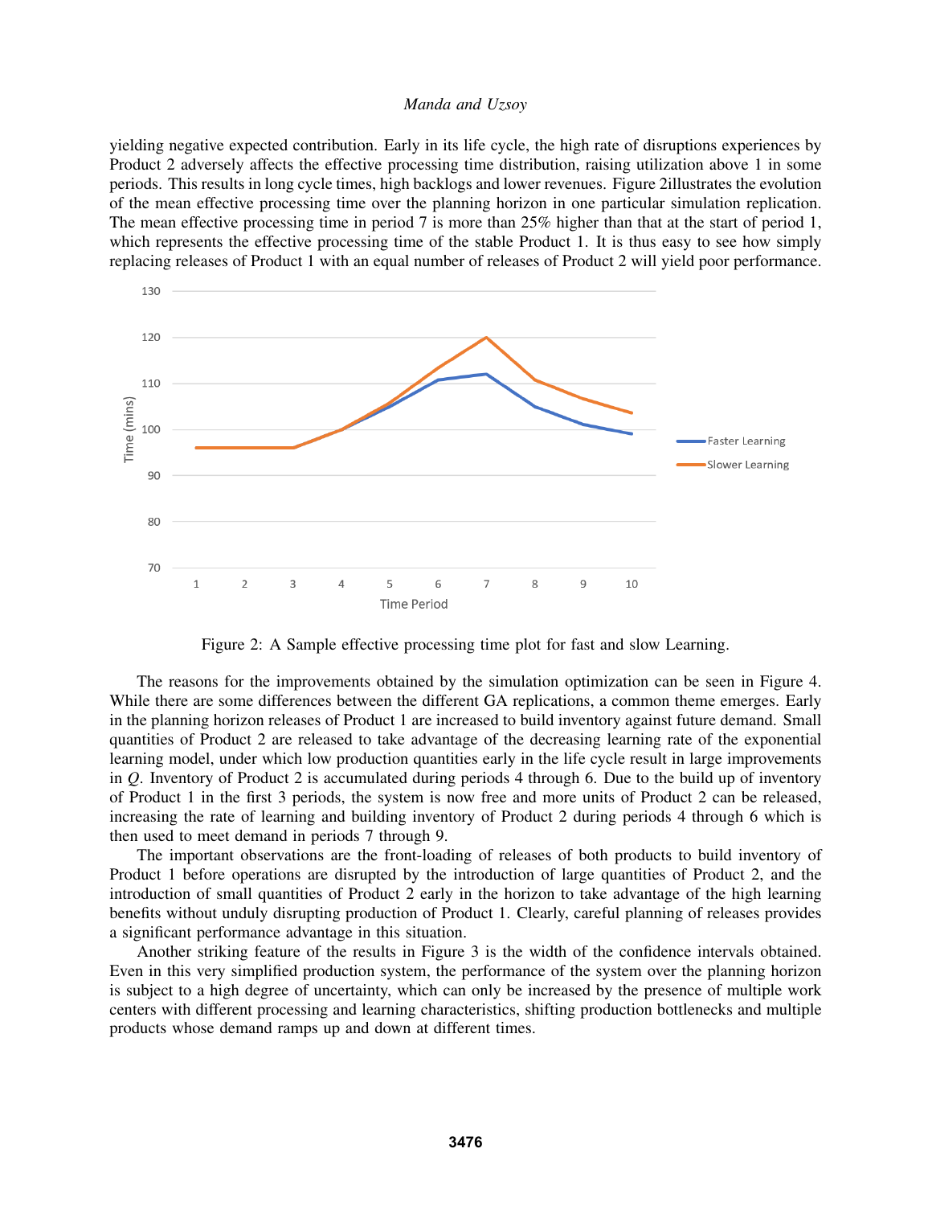yielding negative expected contribution. Early in its life cycle, the high rate of disruptions experiences by Product 2 adversely affects the effective processing time distribution, raising utilization above 1 in some periods. This results in long cycle times, high backlogs and lower revenues. Figure 2illustrates the evolution of the mean effective processing time over the planning horizon in one particular simulation replication. The mean effective processing time in period 7 is more than 25% higher than that at the start of period 1, which represents the effective processing time of the stable Product 1. It is thus easy to see how simply replacing releases of Product 1 with an equal number of releases of Product 2 will yield poor performance.

Figure 2: A Sample effective processing time plot for fast and slow Learning.

The reasons for the improvements obtained by the simulation optimization can be seen in Figure 4. While there are some differences between the different GA replications, a common theme emerges. Early in the planning horizon releases of Product 1 are increased to build inventory against future demand. Small quantities of Product 2 are released to take advantage of the decreasing learning rate of the exponential learning model, under which low production quantities early in the life cycle result in large improvements in $Q$. Inventory of Product 2 is accumulated during periods 4 through 6. Due to the build up of inventory of Product 1 in the first 3 periods, the system is now free and more units of Product 2 can be released, increasing the rate of learning and building inventory of Product 2 during periods 4 through 6 which is then used to meet demand in periods 7 through 9.

The important observations are the front-loading of releases of both products to build inventory of Product 1 before operations are disrupted by the introduction of large quantities of Product 2, and the introduction of small quantities of Product 2 early in the horizon to take advantage of the high learning benefits without unduly disrupting production of Product 1. Clearly, careful planning of releases provides a significant performance advantage in this situation.

Another striking feature of the results in Figure 3 is the width of the confidence intervals obtained. Even in this very simplified production system, the performance of the system over the planning horizon is subject to a high degree of uncertainty, which can only be increased by the presence of multiple work centers with different processing and learning characteristics, shifting production bottlenecks and multiple products whose demand ramps up and down at different times.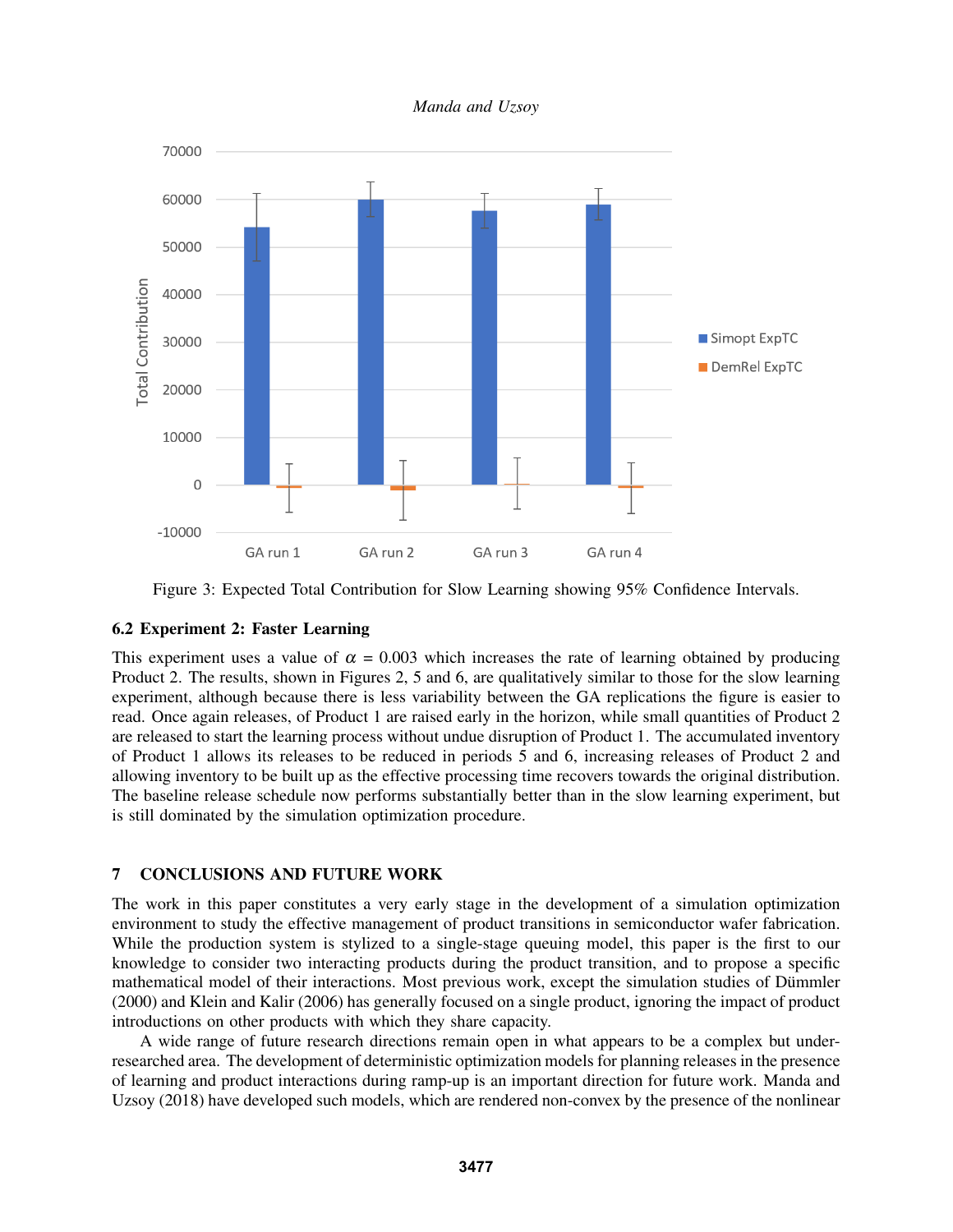Figure 3: Expected Total Contribution for Slow Learning showing 95% Confidence Intervals.

### 6.2 Experiment 2: Faster Learning

This experiment uses a value of $\alpha = 0.003$ which increases the rate of learning obtained by producing Product 2. The results, shown in Figures 2, 5 and 6, are qualitatively similar to those for the slow learning experiment, although because there is less variability between the GA replications the figure is easier to read. Once again releases, of Product 1 are raised early in the horizon, while small quantities of Product 2 are released to start the learning process without undue disruption of Product 1. The accumulated inventory of Product 1 allows its releases to be reduced in periods 5 and 6, increasing releases of Product 2 and allowing inventory to be built up as the effective processing time recovers towards the original distribution. The baseline release schedule now performs substantially better than in the slow learning experiment, but is still dominated by the simulation optimization procedure.

## 7 CONCLUSIONS AND FUTURE WORK

The work in this paper constitutes a very early stage in the development of a simulation optimization environment to study the effective management of product transitions in semiconductor wafer fabrication. While the production system is stylized to a single-stage queuing model, this paper is the first to our knowledge to consider two interacting products during the product transition, and to propose a specific mathematical model of their interactions. Most previous work, except the simulation studies of Dümmler (2000) and Klein and Kalir (2006) has generally focused on a single product, ignoring the impact of product introductions on other products with which they share capacity.

A wide range of future research directions remain open in what appears to be a complex but under-researched area. The development of deterministic optimization models for planning releases in the presence of learning and product interactions during ramp-up is an important direction for future work. Manda and Uzsoy (2018) have developed such models, which are rendered non-convex by the presence of the nonlinear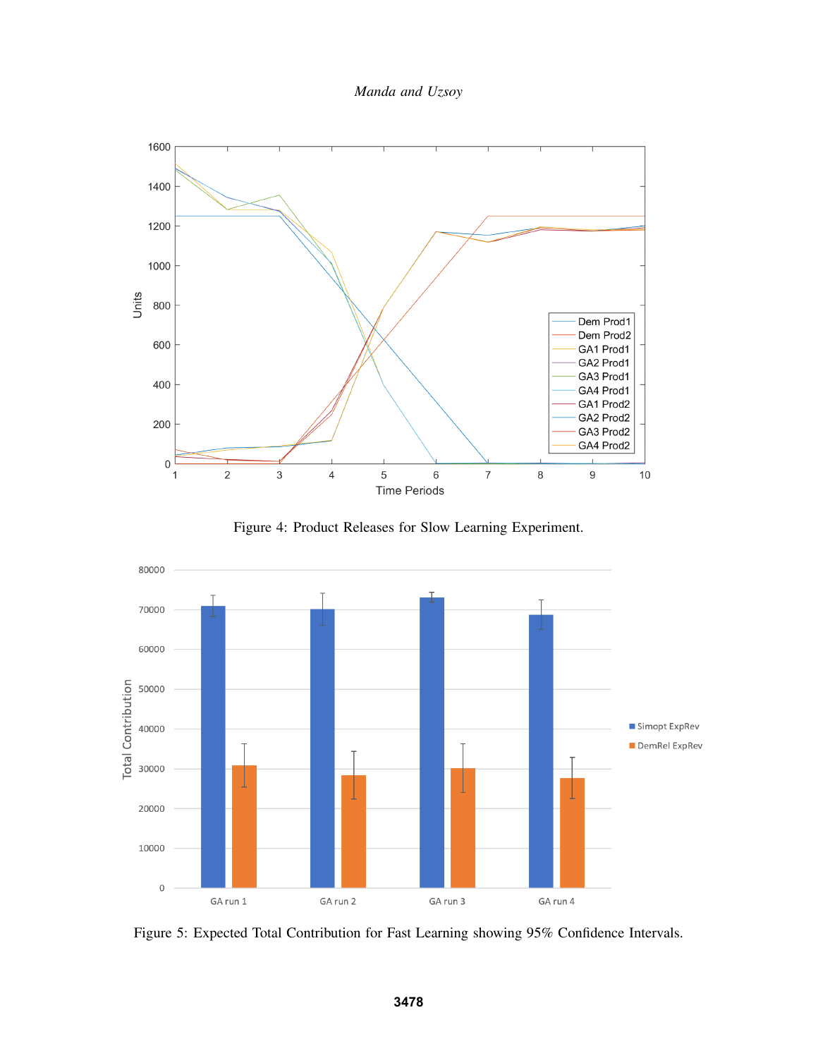Figure 4: Product Releases for Slow Learning Experiment.

Figure 5: Expected Total Contribution for Fast Learning showing 95% Confidence Intervals.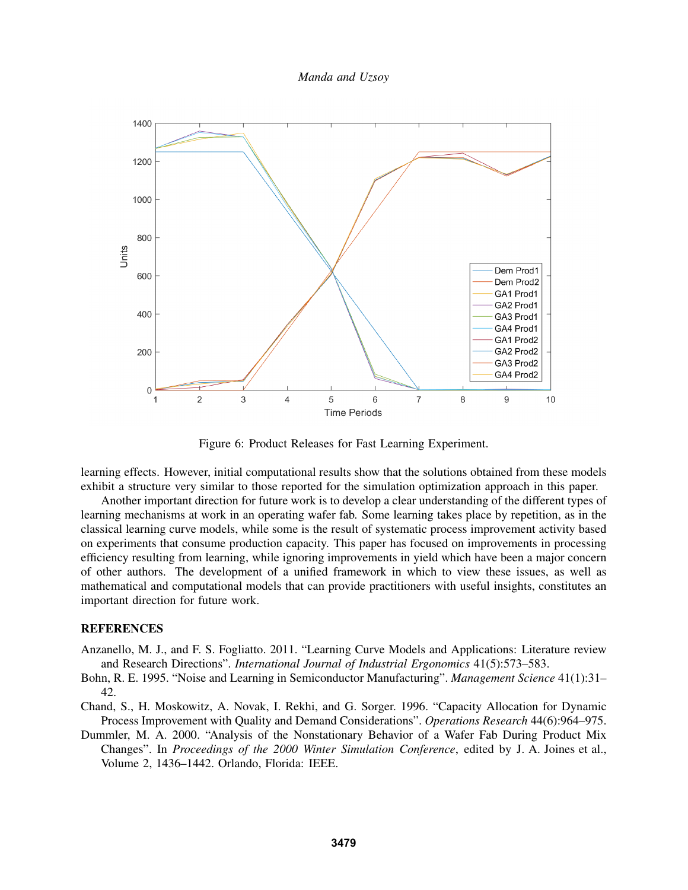Figure 6: Product Releases for Fast Learning Experiment.

learning effects. However, initial computational results show that the solutions obtained from these models exhibit a structure very similar to those reported for the simulation optimization approach in this paper.

Another important direction for future work is to develop a clear understanding of the different types of learning mechanisms at work in an operating wafer fab. Some learning takes place by repetition, as in the classical learning curve models, while some is the result of systematic process improvement activity based on experiments that consume production capacity. This paper has focused on improvements in processing efficiency resulting from learning, while ignoring improvements in yield which have been a major concern of other authors. The development of a unified framework in which to view these issues, as well as mathematical and computational models that can provide practitioners with useful insights, constitutes an important direction for future work.

## REFERENCES

Anzanello, M. J., and F. S. Fogliatto. 2011. "Learning Curve Models and Applications: Literature review and Research Directions". *International Journal of Industrial Ergonomics* 41(5):573–583.

Bohn, R. E. 1995. "Noise and Learning in Semiconductor Manufacturing". *Management Science* 41(1):31–42.

Chand, S., H. Moskowitz, A. Novak, I. Rekhi, and G. Sorger. 1996. "Capacity Allocation for Dynamic Process Improvement with Quality and Demand Considerations". *Operations Research* 44(6):964–975.

Dummler, M. A. 2000. "Analysis of the Nonstationary Behavior of a Wafer Fab During Product Mix Changes". In *Proceedings of the 2000 Winter Simulation Conference*, edited by J. A. Joines et al., Volume 2, 1436–1442. Orlando, Florida: IEEE.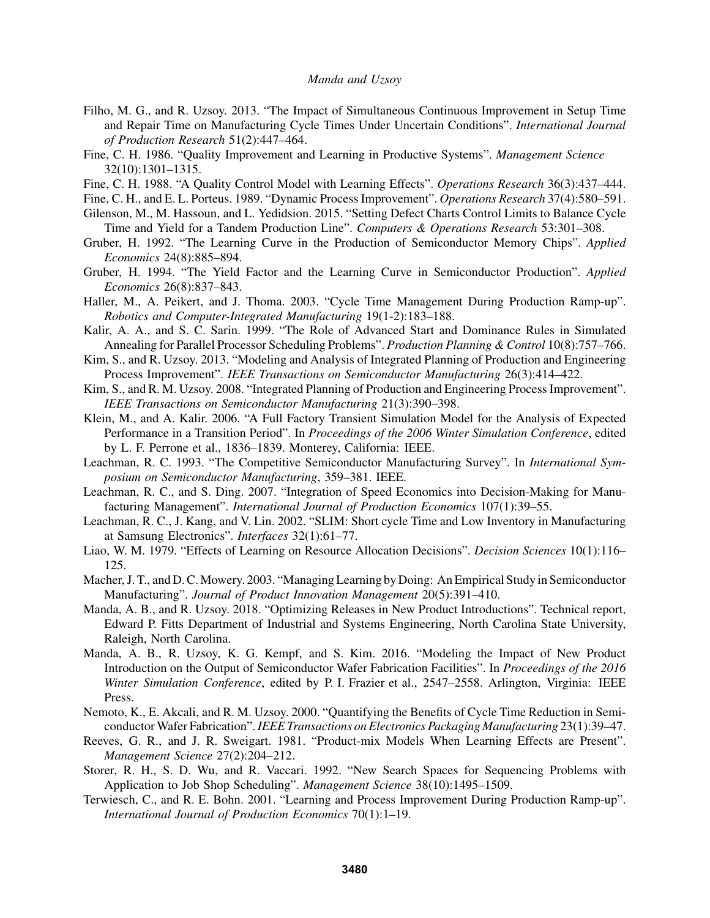Filho, M. G., and R. Uzsoy. 2013. "The Impact of Simultaneous Continuous Improvement in Setup Time and Repair Time on Manufacturing Cycle Times Under Uncertain Conditions". *International Journal of Production Research* 51(2):447–464.

Fine, C. H. 1986. "Quality Improvement and Learning in Productive Systems". *Management Science* 32(10):1301–1315.

Fine, C. H. 1988. "A Quality Control Model with Learning Effects". *Operations Research* 36(3):437–444.

Fine, C. H., and E. L. Porteus. 1989. "Dynamic Process Improvement". *Operations Research* 37(4):580–591.

Gilenson, M., M. Hassoun, and L. Yedidsion. 2015. "Setting Defect Charts Control Limits to Balance Cycle Time and Yield for a Tandem Production Line". *Computers & Operations Research* 53:301–308.

Gruber, H. 1992. "The Learning Curve in the Production of Semiconductor Memory Chips". *Applied Economics* 24(8):885–894.

Gruber, H. 1994. "The Yield Factor and the Learning Curve in Semiconductor Production". *Applied Economics* 26(8):837–843.

Haller, M., A. Peikert, and J. Thoma. 2003. "Cycle Time Management During Production Ramp-up". *Robotics and Computer-Integrated Manufacturing* 19(1-2):183–188.

Kalir, A. A., and S. C. Sarin. 1999. "The Role of Advanced Start and Dominance Rules in Simulated Annealing for Parallel Processor Scheduling Problems". *Production Planning & Control* 10(8):757–766.

Kim, S., and R. Uzsoy. 2013. "Modeling and Analysis of Integrated Planning of Production and Engineering Process Improvement". *IEEE Transactions on Semiconductor Manufacturing* 26(3):414–422.

Kim, S., and R. M. Uzsoy. 2008. "Integrated Planning of Production and Engineering Process Improvement". *IEEE Transactions on Semiconductor Manufacturing* 21(3):390–398.

Klein, M., and A. Kalir. 2006. "A Full Factory Transient Simulation Model for the Analysis of Expected Performance in a Transition Period". In *Proceedings of the 2006 Winter Simulation Conference*, edited by L. F. Perrone et al., 1836–1839. Monterey, California: IEEE.

Leachman, R. C. 1993. "The Competitive Semiconductor Manufacturing Survey". In *International Symposium on Semiconductor Manufacturing*, 359–381. IEEE.

Leachman, R. C., and S. Ding. 2007. "Integration of Speed Economics into Decision-Making for Manufacturing Management". *International Journal of Production Economics* 107(1):39–55.

Leachman, R. C., J. Kang, and V. Lin. 2002. "SLIM: Short cycle Time and Low Inventory in Manufacturing at Samsung Electronics". *Interfaces* 32(1):61–77.

Liao, W. M. 1979. "Effects of Learning on Resource Allocation Decisions". *Decision Sciences* 10(1):116–125.

Macher, J. T., and D. C. Mowery. 2003. "Managing Learning by Doing: An Empirical Study in Semiconductor Manufacturing". *Journal of Product Innovation Management* 20(5):391–410.

Manda, A. B., and R. Uzsoy. 2018. "Optimizing Releases in New Product Introductions". Technical report, Edward P. Fitts Department of Industrial and Systems Engineering, North Carolina State University, Raleigh, North Carolina.

Manda, A. B., R. Uzsoy, K. G. Kempf, and S. Kim. 2016. "Modeling the Impact of New Product Introduction on the Output of Semiconductor Wafer Fabrication Facilities". In *Proceedings of the 2016 Winter Simulation Conference*, edited by P. I. Frazier et al., 2547–2558. Arlington, Virginia: IEEE Press.

Nemoto, K., E. Akcali, and R. M. Uzsoy. 2000. "Quantifying the Benefits of Cycle Time Reduction in Semiconductor Wafer Fabrication". *IEEE Transactions on Electronics Packaging Manufacturing* 23(1):39–47.

Reeves, G. R., and J. R. Sweigart. 1981. "Product-mix Models When Learning Effects are Present". *Management Science* 27(2):204–212.

Storer, R. H., S. D. Wu, and R. Vaccari. 1992. "New Search Spaces for Sequencing Problems with Application to Job Shop Scheduling". *Management Science* 38(10):1495–1509.

Terwiesch, C., and R. E. Bohn. 2001. "Learning and Process Improvement During Production Ramp-up". *International Journal of Production Economics* 70(1):1–19.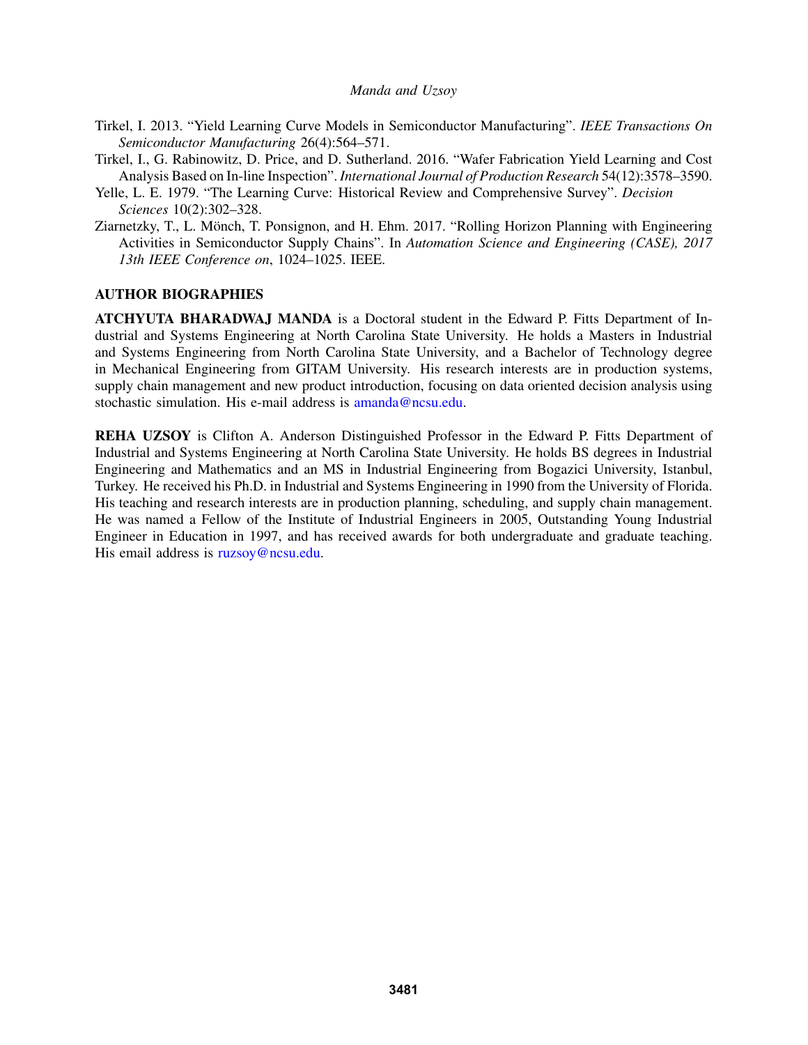Tirkel, I. 2013. "Yield Learning Curve Models in Semiconductor Manufacturing". *IEEE Transactions On Semiconductor Manufacturing* 26(4):564–571.

Tirkel, I., G. Rabinowitz, D. Price, and D. Sutherland. 2016. "Wafer Fabrication Yield Learning and Cost Analysis Based on In-line Inspection". *International Journal of Production Research* 54(12):3578–3590.

Yelle, L. E. 1979. "The Learning Curve: Historical Review and Comprehensive Survey". *Decision Sciences* 10(2):302–328.

Ziarnetzky, T., L. Mönch, T. Ponsignon, and H. Ehm. 2017. "Rolling Horizon Planning with Engineering Activities in Semiconductor Supply Chains". In *Automation Science and Engineering (CASE), 2017 13th IEEE Conference on*, 1024–1025. IEEE.

## AUTHOR BIOGRAPHIES

**ATCHYUTA BHARADWAJ MANDA** is a Doctoral student in the Edward P. Fitts Department of Industrial and Systems Engineering at North Carolina State University. He holds a Masters in Industrial and Systems Engineering from North Carolina State University, and a Bachelor of Technology degree in Mechanical Engineering from GITAM University. His research interests are in production systems, supply chain management and new product introduction, focusing on data oriented decision analysis using stochastic simulation. His e-mail address is amanda@ncsu.edu.

**REHA UZSOY** is Clifton A. Anderson Distinguished Professor in the Edward P. Fitts Department of Industrial and Systems Engineering at North Carolina State University. He holds BS degrees in Industrial Engineering and Mathematics and an MS in Industrial Engineering from Bogazici University, Istanbul, Turkey. He received his Ph.D. in Industrial and Systems Engineering in 1990 from the University of Florida. His teaching and research interests are in production planning, scheduling, and supply chain management. He was named a Fellow of the Institute of Industrial Engineers in 2005, Outstanding Young Industrial Engineer in Education in 1997, and has received awards for both undergraduate and graduate teaching. His email address is ruzsoy@ncsu.edu.